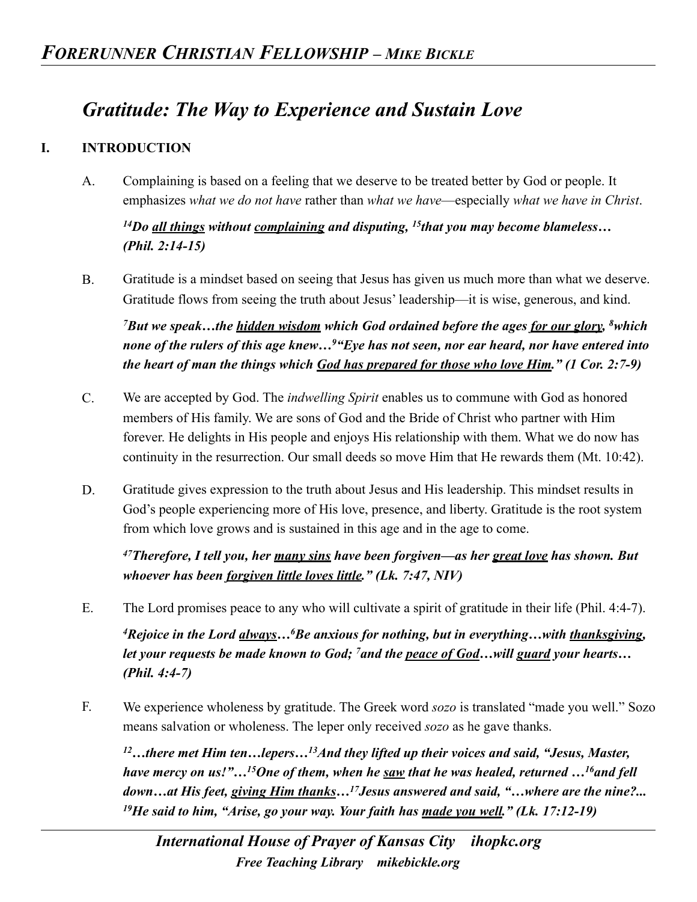# *Gratitude: The Way to Experience and Sustain Love*

## I. INTRODUCTION

A. Complaining is based on a feeling that we deserve to be treated better by God or people. It emphasizes *what we do not have* rather than *what we have*—especially *what we have in Christ*.

***[14]Do <u>all things</u> without <u>complaining</u> and disputing, [15]that you may become blameless… (Phil. 2:14-15)***

B. Gratitude is a mindset based on seeing that Jesus has given us much more than what we deserve. Gratitude flows from seeing the truth about Jesus' leadership—it is wise, generous, and kind.

***[7]But we speak…the <u>hidden wisdom</u> which God ordained before the ages <u>for our glory</u>, [8]which none of the rulers of this age knew…[9]"Eye has not seen, nor ear heard, nor have entered into the heart of man the things which <u>God has prepared for those who love Him</u>." (1 Cor. 2:7-9)***

C. We are accepted by God. The *indwelling Spirit* enables us to commune with God as honored members of His family. We are sons of God and the Bride of Christ who partner with Him forever. He delights in His people and enjoys His relationship with them. What we do now has continuity in the resurrection. Our small deeds so move Him that He rewards them (Mt. 10:42).

D. Gratitude gives expression to the truth about Jesus and His leadership. This mindset results in God's people experiencing more of His love, presence, and liberty. Gratitude is the root system from which love grows and is sustained in this age and in the age to come.

***[47]Therefore, I tell you, her <u>many sins</u> have been forgiven—as her <u>great love</u> has shown. But whoever has been <u>forgiven little loves little</u>." (Lk. 7:47, NIV)***

E. The Lord promises peace to any who will cultivate a spirit of gratitude in their life (Phil. 4:4-7).

***[4]Rejoice in the Lord <u>always</u>…[6]Be anxious for nothing, but in everything…with <u>thanksgiving</u>, let your requests be made known to God; [7]and the <u>peace of God</u>…will <u>guard</u> your hearts… (Phil. 4:4-7)***

F. We experience wholeness by gratitude. The Greek word *sozo* is translated "made you well." Sozo means salvation or wholeness. The leper only received *sozo* as he gave thanks.

***[12]…there met Him ten…lepers…[13]And they lifted up their voices and said, "Jesus, Master, have mercy on us!"…[15]One of them, when he <u>saw</u> that he was healed, returned …[16]and fell down…at His feet, <u>giving Him thanks</u>…[17]Jesus answered and said, "…where are the nine?... [19]He said to him, "Arise, go your way. Your faith has <u>made you well</u>." (Lk. 17:12-19)***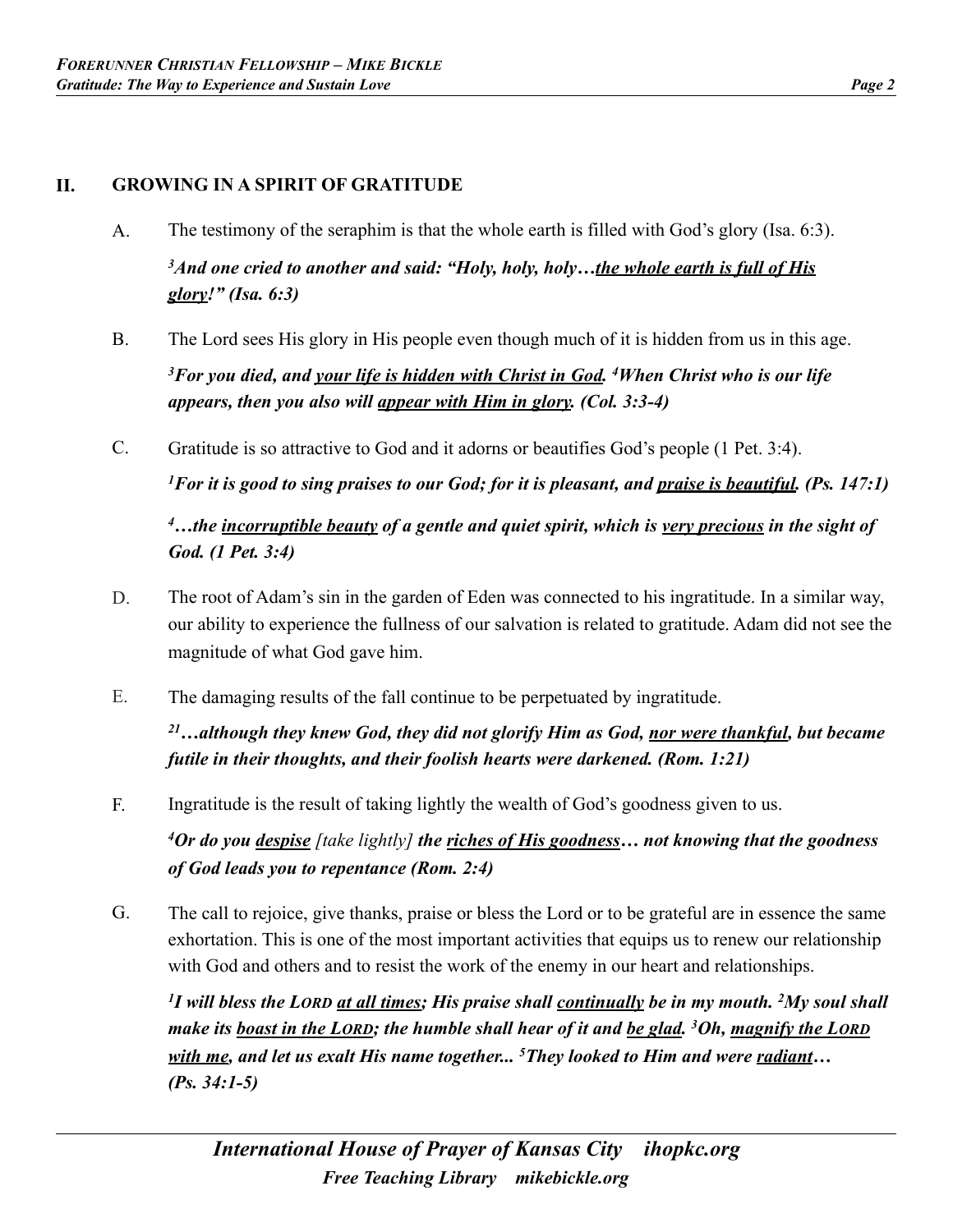## II. GROWING IN A SPIRIT OF GRATITUDE

A. The testimony of the seraphim is that the whole earth is filled with God's glory (Isa. 6:3).

***[3]And one cried to another and said: "Holy, holy, holy…<u>the whole earth is full of His glory</u>!" (Isa. 6:3)***

B. The Lord sees His glory in His people even though much of it is hidden from us in this age.

***[3]For you died, and <u>your life is hidden with Christ in God</u>. [4]When Christ who is our life appears, then you also will <u>appear with Him in glory</u>. (Col. 3:3-4)***

C. Gratitude is so attractive to God and it adorns or beautifies God's people (1 Pet. 3:4).

***[1]For it is good to sing praises to our God; for it is pleasant, and <u>praise is beautiful</u>. (Ps. 147:1)***

***[4]…the <u>incorruptible beauty</u> of a gentle and quiet spirit, which is <u>very precious</u> in the sight of God. (1 Pet. 3:4)***

D. The root of Adam's sin in the garden of Eden was connected to his ingratitude. In a similar way, our ability to experience the fullness of our salvation is related to gratitude. Adam did not see the magnitude of what God gave him.

E. The damaging results of the fall continue to be perpetuated by ingratitude.

***[21]…although they knew God, they did not glorify Him as God, <u>nor were thankful</u>, but became futile in their thoughts, and their foolish hearts were darkened. (Rom. 1:21)***

F. Ingratitude is the result of taking lightly the wealth of God's goodness given to us.

***[4]Or do you <u>despise</u>*** *[take lightly]* ***the <u>riches of His goodness</u>… not knowing that the goodness of God leads you to repentance (Rom. 2:4)***

G. The call to rejoice, give thanks, praise or bless the Lord or to be grateful are in essence the same exhortation. This is one of the most important activities that equips us to renew our relationship with God and others and to resist the work of the enemy in our heart and relationships.

***[1]I will bless the LORD <u>at all times</u>; His praise shall <u>continually</u> be in my mouth. [2]My soul shall make its <u>boast in the LORD</u>; the humble shall hear of it and <u>be glad</u>. [3]Oh, <u>magnify the LORD with me</u>, and let us exalt His name together... [5]They looked to Him and were <u>radiant</u>… (Ps. 34:1-5)***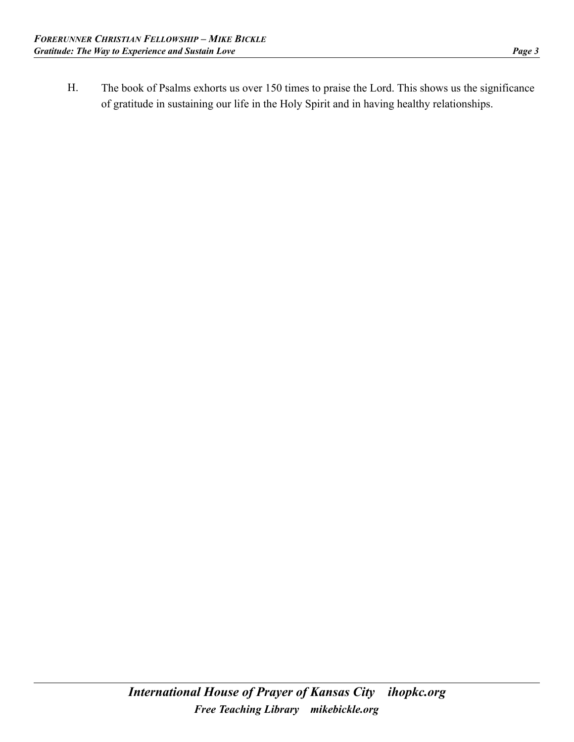H. The book of Psalms exhorts us over 150 times to praise the Lord. This shows us the significance of gratitude in sustaining our life in the Holy Spirit and in having healthy relationships.